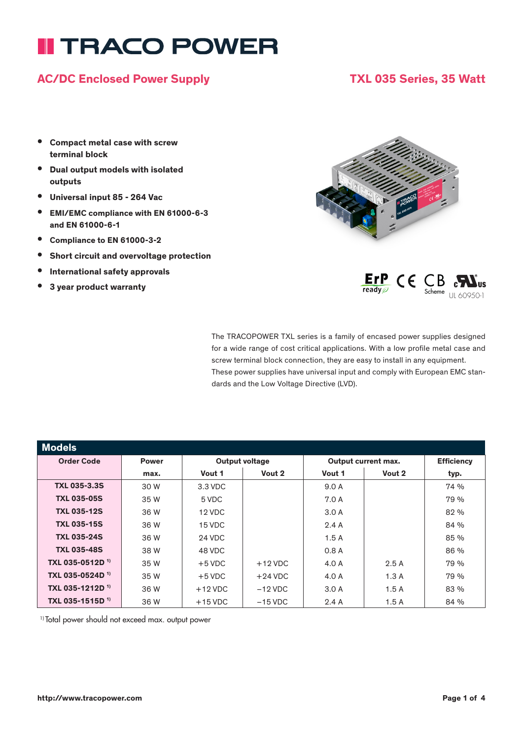# TRACO POWER

## AC/DC Enclosed Power Supply

## TXL 035 Series, 35 Watt

- **Compact metal case with screw terminal block**
- **Dual output models with isolated outputs**
- **Universal input 85 - 264 Vac**
- **EMI/EMC compliance with EN 61000-6-3 and EN 61000-6-1**
- **Compliance to EN 61000-3-2**
- **Short circuit and overvoltage protection**
- **International safety approvals**
- **3 year product warranty**

ErP ready, CE, CB Scheme, cULus UL 60950-1

The TRACOPOWER TXL series is a family of encased power supplies designed for a wide range of cost critical applications. With a low profile metal case and screw terminal block connection, they are easy to install in any equipment. These power supplies have universal input and comply with European EMC standards and the Low Voltage Directive (LVD).

## Models

| Order Code | Power | Output voltage | | Output current max. | | Efficiency |
|---|---|---|---|---|---|---|
| | max. | Vout 1 | Vout 2 | Vout 1 | Vout 2 | typ. |
| **TXL 035-3.3S** | 30 W | 3.3 VDC | | 9.0 A | | 74 % |
| **TXL 035-05S** | 35 W | 5 VDC | | 7.0 A | | 79 % |
| **TXL 035-12S** | 36 W | 12 VDC | | 3.0 A | | 82 % |
| **TXL 035-15S** | 36 W | 15 VDC | | 2.4 A | | 84 % |
| **TXL 035-24S** | 36 W | 24 VDC | | 1.5 A | | 85 % |
| **TXL 035-48S** | 38 W | 48 VDC | | 0.8 A | | 86 % |
| **TXL 035-0512D** [1] | 35 W | +5 VDC | +12 VDC | 4.0 A | 2.5 A | 79 % |
| **TXL 035-0524D** [1] | 35 W | +5 VDC | +24 VDC | 4.0 A | 1.3 A | 79 % |
| **TXL 035-1212D** [1] | 36 W | +12 VDC | −12 VDC | 3.0 A | 1.5 A | 83 % |
| **TXL 035-1515D** [1] | 36 W | +15 VDC | −15 VDC | 2.4 A | 1.5 A | 84 % |

[1] Total power should not exceed max. output power

http://www.tracopower.com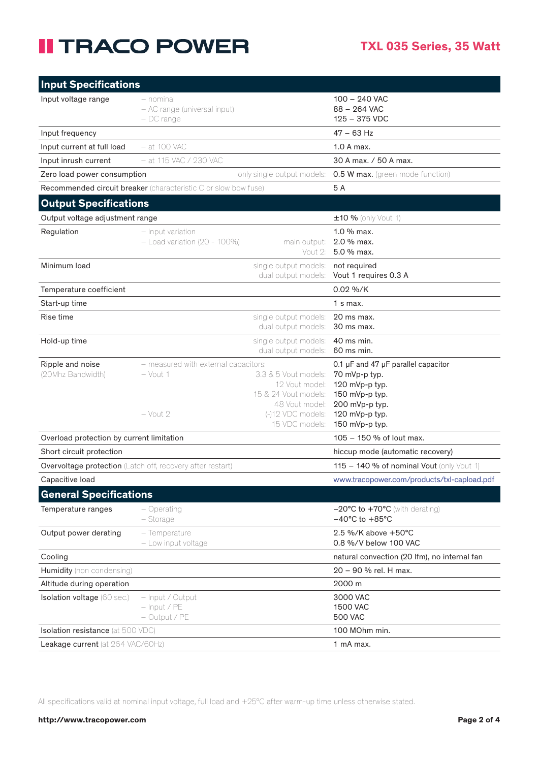## Input Specifications

| | | | |
|---|---|---|---|
| Input voltage range | – nominal<br>– AC range (universal input)<br>– DC range | | 100 – 240 VAC<br>88 – 264 VAC<br>125 – 375 VDC |
| Input frequency | | | 47 – 63 Hz |
| Input current at full load | – at 100 VAC | | 1.0 A max. |
| Input inrush current | – at 115 VAC / 230 VAC | | 30 A max. / 50 A max. |
| Zero load power consumption | | only single output models: | **0.5 W max.** (green mode function) |
| **Recommended circuit breaker** (characteristic C or slow bow fuse) | | | 5 A |

## Output Specifications

| | | | |
|---|---|---|---|
| Output voltage adjustment range | | | ±10 % (only Vout 1) |
| Regulation | – Input variation<br>– Load variation (20 - 100%) | <br>main output:<br>Vout 2: | 1.0 % max.<br>2.0 % max.<br>5.0 % max. |
| Minimum load | | single output models:<br>dual output models: | not required<br>Vout 1 requires 0.3 A |
| Temperature coefficient | | | 0.02 %/K |
| Start-up time | | | 1 s max. |
| Rise time | | single output models:<br>dual output models: | 20 ms max.<br>30 ms max. |
| Hold-up time | | single output models:<br>dual output models: | 40 ms min.<br>60 ms min. |
| Ripple and noise<br>(20Mhz Bandwidth) | – measured with external capacitors:<br>– Vout 1<br><br><br><br>– Vout 2 | <br>3.3 & 5 Vout models:<br>12 Vout model:<br>15 & 24 Vout models:<br>48 Vout model:<br>(-)12 VDC models:<br>15 VDC models: | 0.1 µF and 47 µF parallel capacitor<br>70 mVp-p typ.<br>120 mVp-p typ.<br>150 mVp-p typ.<br>200 mVp-p typ.<br>120 mVp-p typ.<br>150 mVp-p typ. |
| Overload protection by current limitation | | | 105 – 150 % of Iout max. |
| Short circuit protection | | | hiccup mode (automatic recovery) |
| **Overvoltage protection** (Latch off, recovery after restart) | | | 115 – 140 % of nominal Vout (only Vout 1) |
| Capacitive load | | | www.tracopower.com/products/txl-capload.pdf |

## General Specifications

| | | |
|---|---|---|
| Temperature ranges | – Operating<br>– Storage | –20°C to +70°C (with derating)<br>–40°C to +85°C |
| Output power derating | – Temperature<br>– Low input voltage | 2.5 %/K above +50°C<br>0.8 %/V below 100 VAC |
| Cooling | | natural convection (20 lfm), no internal fan |
| **Humidity** (non condensing) | | 20 – 90 % rel. H max. |
| Altitude during operation | | 2000 m |
| **Isolation voltage** (60 sec.) | – Input / Output<br>– Input / PE<br>– Output / PE | 3000 VAC<br>1500 VAC<br>500 VAC |
| **Isolation resistance** (at 500 VDC) | | 100 MOhm min. |
| **Leakage current** (at 264 VAC/60Hz) | | 1 mA max. |

All specifications valid at nominal input voltage, full load and +25°C after warm-up time unless otherwise stated.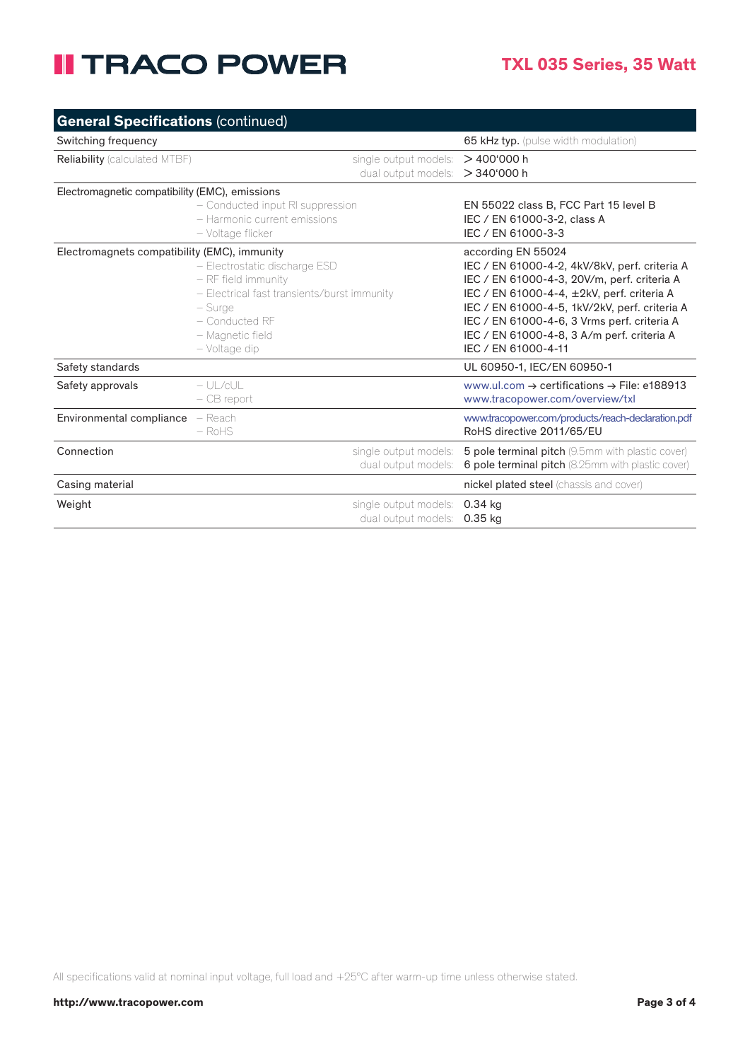## General Specifications (continued)

| | | |
|---|---|---|
| Switching frequency | | **65 kHz typ.** (pulse width modulation) |
| **Reliability** (calculated MTBF) | single output models:<br>dual output models: | > 400'000 h<br>> 340'000 h |
| Electromagnetic compatibility (EMC), emissions | – Conducted input RI suppression<br>– Harmonic current emissions<br>– Voltage flicker | EN 55022 class B, FCC Part 15 level B<br>IEC / EN 61000-3-2, class A<br>IEC / EN 61000-3-3 |
| Electromagnets compatibility (EMC), immunity | <br>– Electrostatic discharge ESD<br>– RF field immunity<br>– Electrical fast transients/burst immunity<br>– Surge<br>– Conducted RF<br>– Magnetic field<br>– Voltage dip | according EN 55024<br>IEC / EN 61000-4-2, 4kV/8kV, perf. criteria A<br>IEC / EN 61000-4-3, 20V/m, perf. criteria A<br>IEC / EN 61000-4-4, ±2kV, perf. criteria A<br>IEC / EN 61000-4-5, 1kV/2kV, perf. criteria A<br>IEC / EN 61000-4-6, 3 Vrms perf. criteria A<br>IEC / EN 61000-4-8, 3 A/m perf. criteria A<br>IEC / EN 61000-4-11 |
| Safety standards | | UL 60950-1, IEC/EN 60950-1 |
| Safety approvals | – UL/cUL<br>– CB report | www.ul.com → certifications → File: e188913<br>www.tracopower.com/overview/txl |
| Environmental compliance | – Reach<br>– RoHS | www.tracopower.com/products/reach-declaration.pdf<br>RoHS directive 2011/65/EU |
| Connection | single output models:<br>dual output models: | **5 pole terminal pitch** (9.5mm with plastic cover)<br>**6 pole terminal pitch** (8.25mm with plastic cover) |
| Casing material | | **nickel plated steel** (chassis and cover) |
| Weight | single output models:<br>dual output models: | 0.34 kg<br>0.35 kg |

All specifications valid at nominal input voltage, full load and +25°C after warm-up time unless otherwise stated.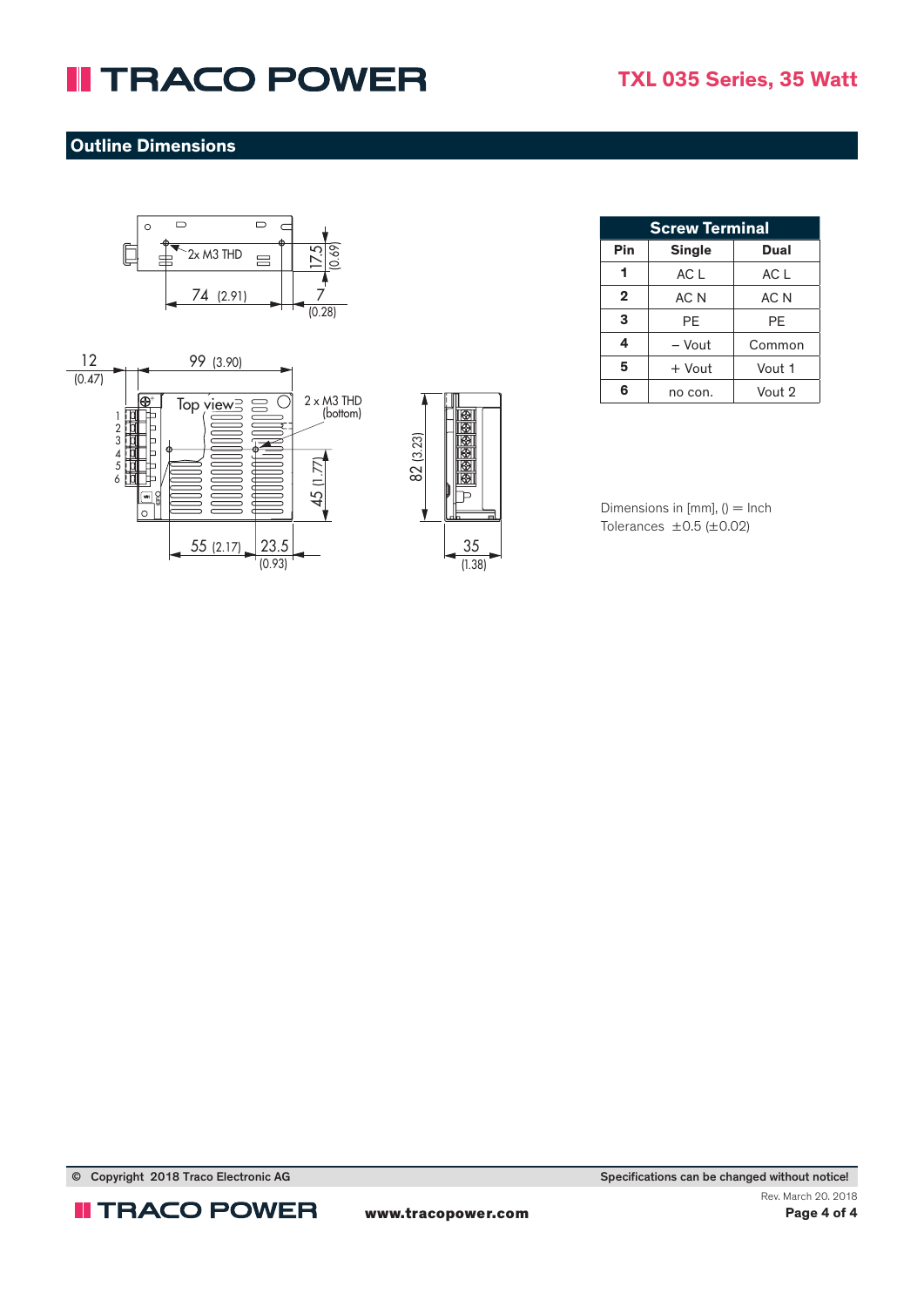## Outline Dimensions

2x M3 THD

74 (2.91)

17.5 (0.69)

7 (0.28)

12 (0.47)

99 (3.90)

Top view

2 x M3 THD (bottom)

1
2
3
4
5
6

45 (1.77)

55 (2.17)

23.5 (0.93)

82 (3.23)

35 (1.38)

| Screw Terminal | | |
|---|---|---|
| **Pin** | **Single** | **Dual** |
| **1** | AC L | AC L |
| **2** | AC N | AC N |
| **3** | PE | PE |
| **4** | – Vout | Common |
| **5** | + Vout | Vout 1 |
| **6** | no con. | Vout 2 |

Dimensions in [mm], () = Inch
Tolerances ±0.5 (±0.02)